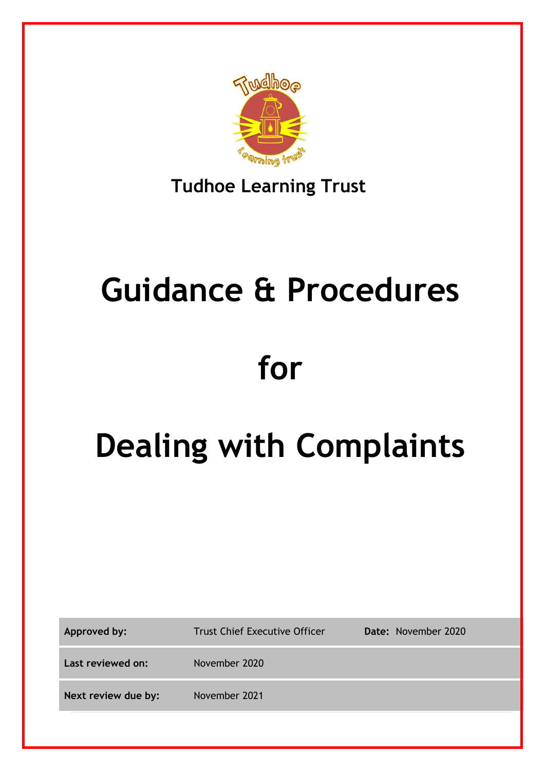**Tudhoe Learning Trust**

# Guidance & Procedures

# for

# Dealing with Complaints

| | | | |
|---|---|---|---|
| **Approved by:** | Trust Chief Executive Officer | **Date:** | November 2020 |
| **Last reviewed on:** | November 2020 | | |
| **Next review due by:** | November 2021 | | |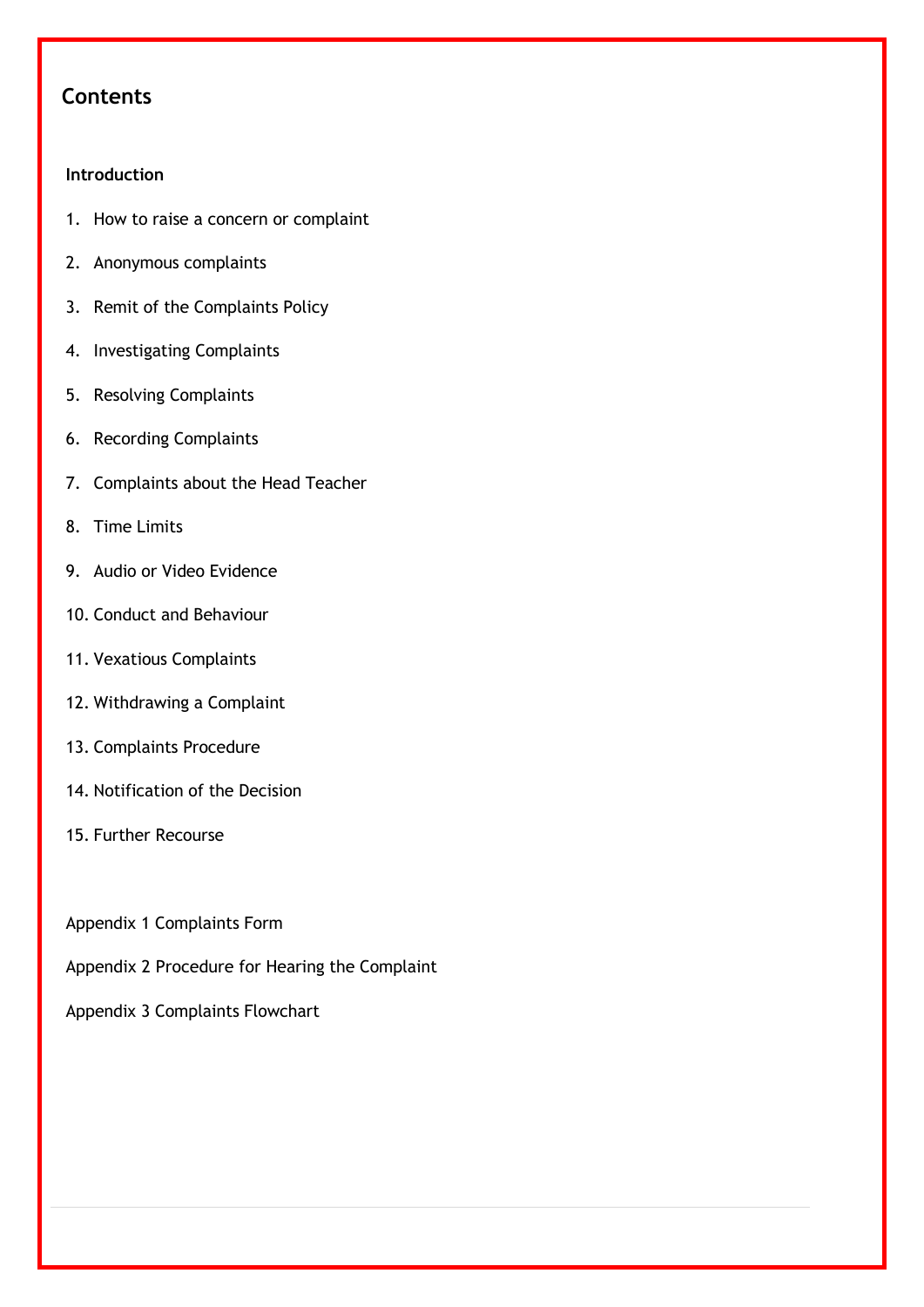## Contents

**Introduction**

1. How to raise a concern or complaint
2. Anonymous complaints
3. Remit of the Complaints Policy
4. Investigating Complaints
5. Resolving Complaints
6. Recording Complaints
7. Complaints about the Head Teacher
8. Time Limits
9. Audio or Video Evidence
10. Conduct and Behaviour
11. Vexatious Complaints
12. Withdrawing a Complaint
13. Complaints Procedure
14. Notification of the Decision
15. Further Recourse

Appendix 1 Complaints Form

Appendix 2 Procedure for Hearing the Complaint

Appendix 3 Complaints Flowchart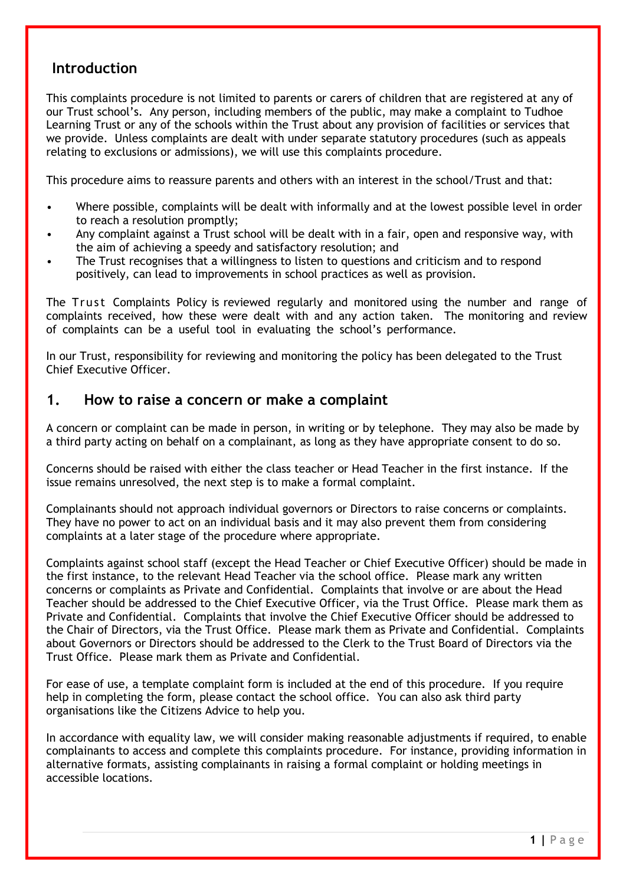## Introduction

This complaints procedure is not limited to parents or carers of children that are registered at any of our Trust school's. Any person, including members of the public, may make a complaint to Tudhoe Learning Trust or any of the schools within the Trust about any provision of facilities or services that we provide. Unless complaints are dealt with under separate statutory procedures (such as appeals relating to exclusions or admissions), we will use this complaints procedure.

This procedure aims to reassure parents and others with an interest in the school/Trust and that:

- Where possible, complaints will be dealt with informally and at the lowest possible level in order to reach a resolution promptly;
- Any complaint against a Trust school will be dealt with in a fair, open and responsive way, with the aim of achieving a speedy and satisfactory resolution; and
- The Trust recognises that a willingness to listen to questions and criticism and to respond positively, can lead to improvements in school practices as well as provision.

The Trust Complaints Policy is reviewed regularly and monitored using the number and range of complaints received, how these were dealt with and any action taken. The monitoring and review of complaints can be a useful tool in evaluating the school's performance.

In our Trust, responsibility for reviewing and monitoring the policy has been delegated to the Trust Chief Executive Officer.

## 1. How to raise a concern or make a complaint

A concern or complaint can be made in person, in writing or by telephone. They may also be made by a third party acting on behalf on a complainant, as long as they have appropriate consent to do so.

Concerns should be raised with either the class teacher or Head Teacher in the first instance. If the issue remains unresolved, the next step is to make a formal complaint.

Complainants should not approach individual governors or Directors to raise concerns or complaints. They have no power to act on an individual basis and it may also prevent them from considering complaints at a later stage of the procedure where appropriate.

Complaints against school staff (except the Head Teacher or Chief Executive Officer) should be made in the first instance, to the relevant Head Teacher via the school office. Please mark any written concerns or complaints as Private and Confidential. Complaints that involve or are about the Head Teacher should be addressed to the Chief Executive Officer, via the Trust Office. Please mark them as Private and Confidential. Complaints that involve the Chief Executive Officer should be addressed to the Chair of Directors, via the Trust Office. Please mark them as Private and Confidential. Complaints about Governors or Directors should be addressed to the Clerk to the Trust Board of Directors via the Trust Office. Please mark them as Private and Confidential.

For ease of use, a template complaint form is included at the end of this procedure. If you require help in completing the form, please contact the school office. You can also ask third party organisations like the Citizens Advice to help you.

In accordance with equality law, we will consider making reasonable adjustments if required, to enable complainants to access and complete this complaints procedure. For instance, providing information in alternative formats, assisting complainants in raising a formal complaint or holding meetings in accessible locations.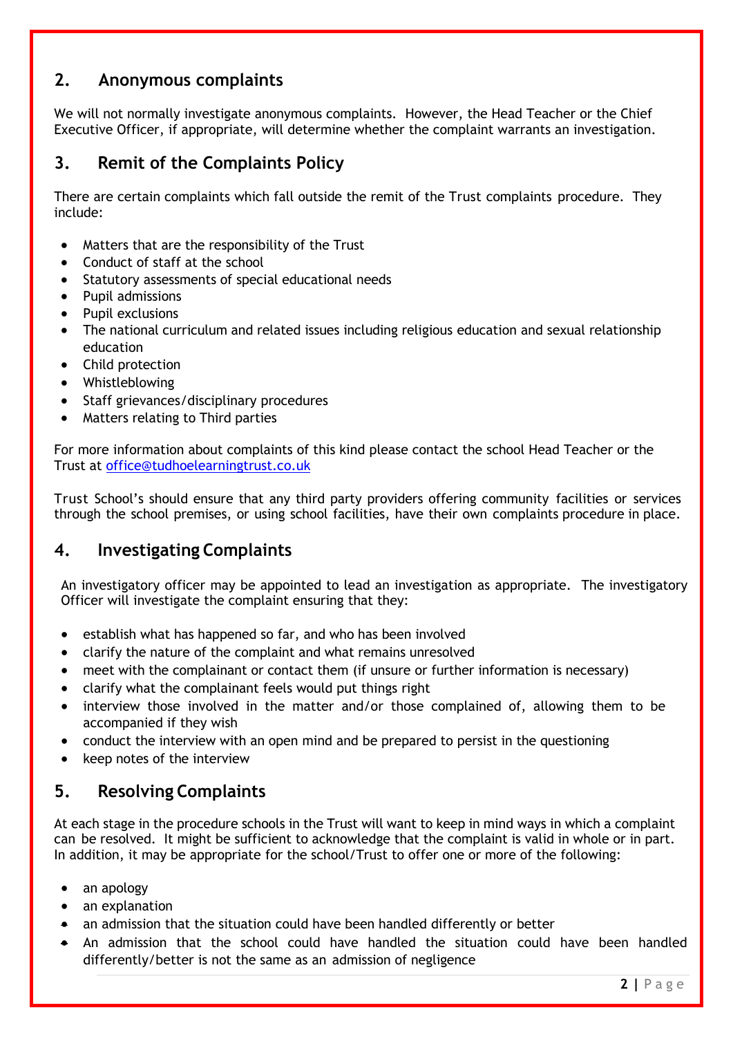## 2. Anonymous complaints

We will not normally investigate anonymous complaints. However, the Head Teacher or the Chief Executive Officer, if appropriate, will determine whether the complaint warrants an investigation.

## 3. Remit of the Complaints Policy

There are certain complaints which fall outside the remit of the Trust complaints procedure. They include:

- Matters that are the responsibility of the Trust
- Conduct of staff at the school
- Statutory assessments of special educational needs
- Pupil admissions
- Pupil exclusions
- The national curriculum and related issues including religious education and sexual relationship education
- Child protection
- Whistleblowing
- Staff grievances/disciplinary procedures
- Matters relating to Third parties

For more information about complaints of this kind please contact the school Head Teacher or the Trust at [office@tudhoelearningtrust.co.uk](mailto:office@tudhoelearningtrust.co.uk)

Trust School's should ensure that any third party providers offering community facilities or services through the school premises, or using school facilities, have their own complaints procedure in place.

## 4. Investigating Complaints

An investigatory officer may be appointed to lead an investigation as appropriate. The investigatory Officer will investigate the complaint ensuring that they:

- establish what has happened so far, and who has been involved
- clarify the nature of the complaint and what remains unresolved
- meet with the complainant or contact them (if unsure or further information is necessary)
- clarify what the complainant feels would put things right
- interview those involved in the matter and/or those complained of, allowing them to be accompanied if they wish
- conduct the interview with an open mind and be prepared to persist in the questioning
- keep notes of the interview

## 5. Resolving Complaints

At each stage in the procedure schools in the Trust will want to keep in mind ways in which a complaint can be resolved. It might be sufficient to acknowledge that the complaint is valid in whole or in part. In addition, it may be appropriate for the school/Trust to offer one or more of the following:

- an apology
- an explanation
- an admission that the situation could have been handled differently or better
- An admission that the school could have handled the situation could have been handled differently/better is not the same as an admission of negligence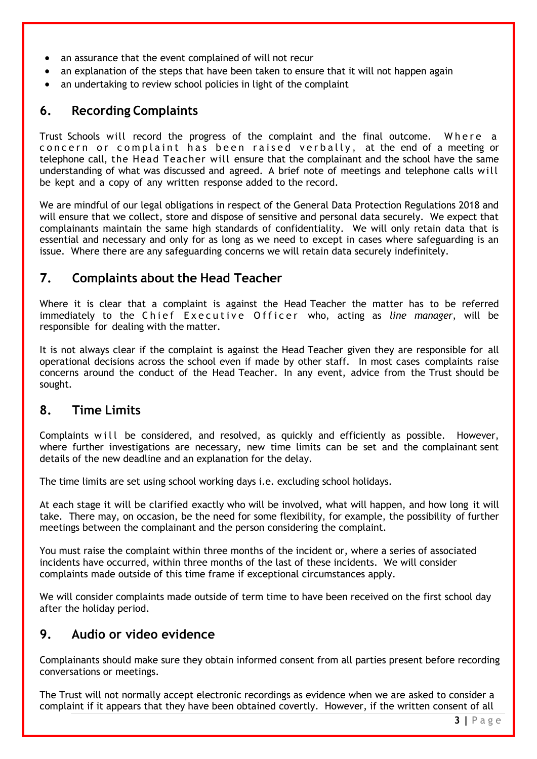- an assurance that the event complained of will not recur
- an explanation of the steps that have been taken to ensure that it will not happen again
- an undertaking to review school policies in light of the complaint

## 6. Recording Complaints

Trust Schools will record the progress of the complaint and the final outcome. Where a concern or complaint has been raised verbally, at the end of a meeting or telephone call, the Head Teacher will ensure that the complainant and the school have the same understanding of what was discussed and agreed. A brief note of meetings and telephone calls will be kept and a copy of any written response added to the record.

We are mindful of our legal obligations in respect of the General Data Protection Regulations 2018 and will ensure that we collect, store and dispose of sensitive and personal data securely. We expect that complainants maintain the same high standards of confidentiality. We will only retain data that is essential and necessary and only for as long as we need to except in cases where safeguarding is an issue. Where there are any safeguarding concerns we will retain data securely indefinitely.

## 7. Complaints about the Head Teacher

Where it is clear that a complaint is against the Head Teacher the matter has to be referred immediately to the Chief Executive Officer who, acting as *line manager*, will be responsible for dealing with the matter.

It is not always clear if the complaint is against the Head Teacher given they are responsible for all operational decisions across the school even if made by other staff. In most cases complaints raise concerns around the conduct of the Head Teacher. In any event, advice from the Trust should be sought.

## 8. Time Limits

Complaints will be considered, and resolved, as quickly and efficiently as possible. However, where further investigations are necessary, new time limits can be set and the complainant sent details of the new deadline and an explanation for the delay.

The time limits are set using school working days i.e. excluding school holidays.

At each stage it will be clarified exactly who will be involved, what will happen, and how long it will take. There may, on occasion, be the need for some flexibility, for example, the possibility of further meetings between the complainant and the person considering the complaint.

You must raise the complaint within three months of the incident or, where a series of associated incidents have occurred, within three months of the last of these incidents. We will consider complaints made outside of this time frame if exceptional circumstances apply.

We will consider complaints made outside of term time to have been received on the first school day after the holiday period.

## 9. Audio or video evidence

Complainants should make sure they obtain informed consent from all parties present before recording conversations or meetings.

The Trust will not normally accept electronic recordings as evidence when we are asked to consider a complaint if it appears that they have been obtained covertly. However, if the written consent of all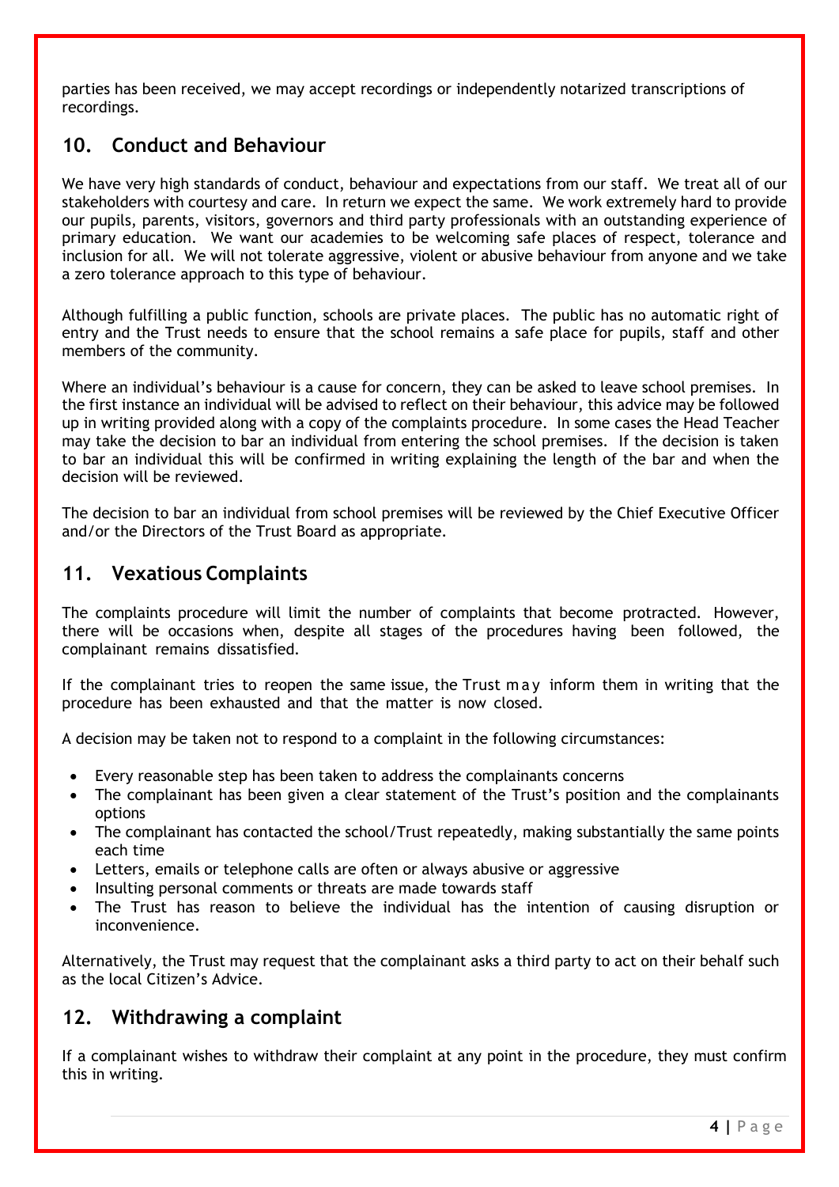parties has been received, we may accept recordings or independently notarized transcriptions of recordings.

## 10. Conduct and Behaviour

We have very high standards of conduct, behaviour and expectations from our staff. We treat all of our stakeholders with courtesy and care. In return we expect the same. We work extremely hard to provide our pupils, parents, visitors, governors and third party professionals with an outstanding experience of primary education. We want our academies to be welcoming safe places of respect, tolerance and inclusion for all. We will not tolerate aggressive, violent or abusive behaviour from anyone and we take a zero tolerance approach to this type of behaviour.

Although fulfilling a public function, schools are private places. The public has no automatic right of entry and the Trust needs to ensure that the school remains a safe place for pupils, staff and other members of the community.

Where an individual's behaviour is a cause for concern, they can be asked to leave school premises. In the first instance an individual will be advised to reflect on their behaviour, this advice may be followed up in writing provided along with a copy of the complaints procedure. In some cases the Head Teacher may take the decision to bar an individual from entering the school premises. If the decision is taken to bar an individual this will be confirmed in writing explaining the length of the bar and when the decision will be reviewed.

The decision to bar an individual from school premises will be reviewed by the Chief Executive Officer and/or the Directors of the Trust Board as appropriate.

## 11. Vexatious Complaints

The complaints procedure will limit the number of complaints that become protracted. However, there will be occasions when, despite all stages of the procedures having been followed, the complainant remains dissatisfied.

If the complainant tries to reopen the same issue, the Trust may inform them in writing that the procedure has been exhausted and that the matter is now closed.

A decision may be taken not to respond to a complaint in the following circumstances:

- Every reasonable step has been taken to address the complainants concerns
- The complainant has been given a clear statement of the Trust's position and the complainants options
- The complainant has contacted the school/Trust repeatedly, making substantially the same points each time
- Letters, emails or telephone calls are often or always abusive or aggressive
- Insulting personal comments or threats are made towards staff
- The Trust has reason to believe the individual has the intention of causing disruption or inconvenience.

Alternatively, the Trust may request that the complainant asks a third party to act on their behalf such as the local Citizen's Advice.

## 12. Withdrawing a complaint

If a complainant wishes to withdraw their complaint at any point in the procedure, they must confirm this in writing.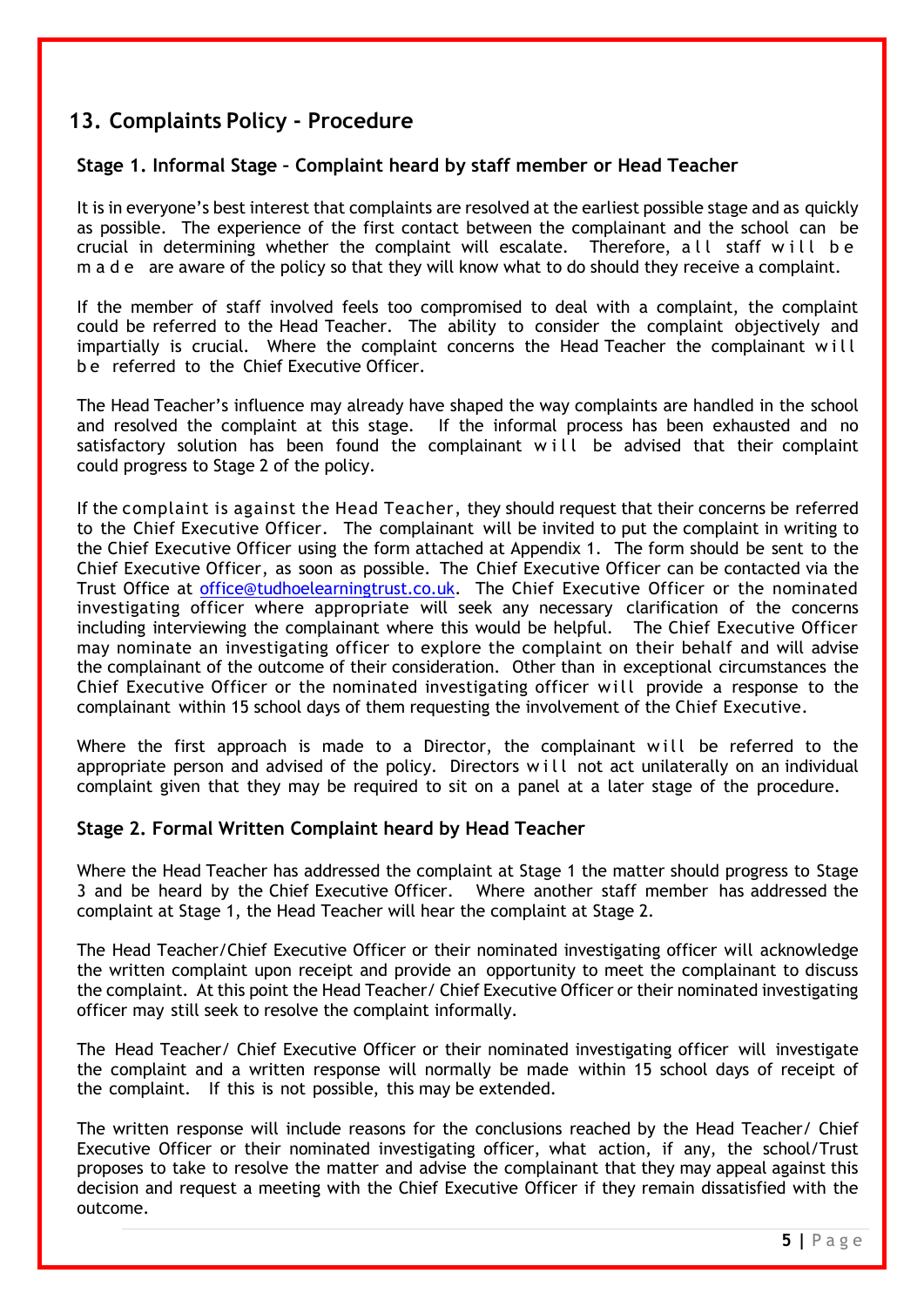## 13. Complaints Policy - Procedure

### Stage 1. Informal Stage – Complaint heard by staff member or Head Teacher

It is in everyone's best interest that complaints are resolved at the earliest possible stage and as quickly as possible. The experience of the first contact between the complainant and the school can be crucial in determining whether the complaint will escalate. Therefore, all staff will be made are aware of the policy so that they will know what to do should they receive a complaint.

If the member of staff involved feels too compromised to deal with a complaint, the complaint could be referred to the Head Teacher. The ability to consider the complaint objectively and impartially is crucial. Where the complaint concerns the Head Teacher the complainant will be referred to the Chief Executive Officer.

The Head Teacher's influence may already have shaped the way complaints are handled in the school and resolved the complaint at this stage. If the informal process has been exhausted and no satisfactory solution has been found the complainant will be advised that their complaint could progress to Stage 2 of the policy.

If the complaint is against the Head Teacher, they should request that their concerns be referred to the Chief Executive Officer. The complainant will be invited to put the complaint in writing to the Chief Executive Officer using the form attached at Appendix 1. The form should be sent to the Chief Executive Officer, as soon as possible. The Chief Executive Officer can be contacted via the Trust Office at office@tudhoelearningtrust.co.uk. The Chief Executive Officer or the nominated investigating officer where appropriate will seek any necessary clarification of the concerns including interviewing the complainant where this would be helpful. The Chief Executive Officer may nominate an investigating officer to explore the complaint on their behalf and will advise the complainant of the outcome of their consideration. Other than in exceptional circumstances the Chief Executive Officer or the nominated investigating officer will provide a response to the complainant within 15 school days of them requesting the involvement of the Chief Executive.

Where the first approach is made to a Director, the complainant will be referred to the appropriate person and advised of the policy. Directors will not act unilaterally on an individual complaint given that they may be required to sit on a panel at a later stage of the procedure.

### Stage 2. Formal Written Complaint heard by Head Teacher

Where the Head Teacher has addressed the complaint at Stage 1 the matter should progress to Stage 3 and be heard by the Chief Executive Officer. Where another staff member has addressed the complaint at Stage 1, the Head Teacher will hear the complaint at Stage 2.

The Head Teacher/Chief Executive Officer or their nominated investigating officer will acknowledge the written complaint upon receipt and provide an opportunity to meet the complainant to discuss the complaint. At this point the Head Teacher/ Chief Executive Officer or their nominated investigating officer may still seek to resolve the complaint informally.

The Head Teacher/ Chief Executive Officer or their nominated investigating officer will investigate the complaint and a written response will normally be made within 15 school days of receipt of the complaint. If this is not possible, this may be extended.

The written response will include reasons for the conclusions reached by the Head Teacher/ Chief Executive Officer or their nominated investigating officer, what action, if any, the school/Trust proposes to take to resolve the matter and advise the complainant that they may appeal against this decision and request a meeting with the Chief Executive Officer if they remain dissatisfied with the outcome.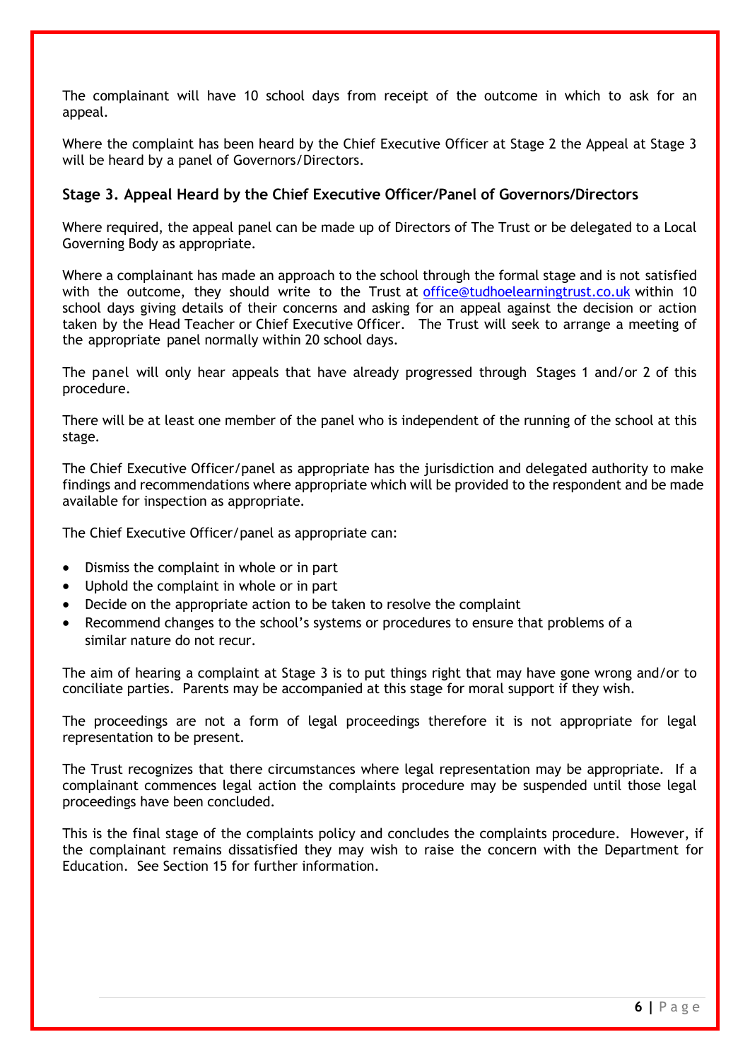The complainant will have 10 school days from receipt of the outcome in which to ask for an appeal.

Where the complaint has been heard by the Chief Executive Officer at Stage 2 the Appeal at Stage 3 will be heard by a panel of Governors/Directors.

### Stage 3. Appeal Heard by the Chief Executive Officer/Panel of Governors/Directors

Where required, the appeal panel can be made up of Directors of The Trust or be delegated to a Local Governing Body as appropriate.

Where a complainant has made an approach to the school through the formal stage and is not satisfied with the outcome, they should write to the Trust at office@tudhoelearningtrust.co.uk within 10 school days giving details of their concerns and asking for an appeal against the decision or action taken by the Head Teacher or Chief Executive Officer. The Trust will seek to arrange a meeting of the appropriate panel normally within 20 school days.

The panel will only hear appeals that have already progressed through Stages 1 and/or 2 of this procedure.

There will be at least one member of the panel who is independent of the running of the school at this stage.

The Chief Executive Officer/panel as appropriate has the jurisdiction and delegated authority to make findings and recommendations where appropriate which will be provided to the respondent and be made available for inspection as appropriate.

The Chief Executive Officer/panel as appropriate can:

- Dismiss the complaint in whole or in part
- Uphold the complaint in whole or in part
- Decide on the appropriate action to be taken to resolve the complaint
- Recommend changes to the school's systems or procedures to ensure that problems of a similar nature do not recur.

The aim of hearing a complaint at Stage 3 is to put things right that may have gone wrong and/or to conciliate parties. Parents may be accompanied at this stage for moral support if they wish.

The proceedings are not a form of legal proceedings therefore it is not appropriate for legal representation to be present.

The Trust recognizes that there circumstances where legal representation may be appropriate. If a complainant commences legal action the complaints procedure may be suspended until those legal proceedings have been concluded.

This is the final stage of the complaints policy and concludes the complaints procedure. However, if the complainant remains dissatisfied they may wish to raise the concern with the Department for Education. See Section 15 for further information.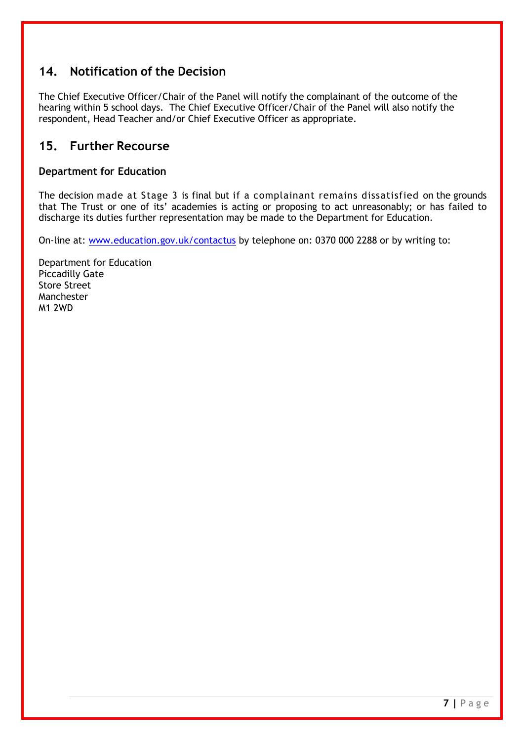## 14. Notification of the Decision

The Chief Executive Officer/Chair of the Panel will notify the complainant of the outcome of the hearing within 5 school days. The Chief Executive Officer/Chair of the Panel will also notify the respondent, Head Teacher and/or Chief Executive Officer as appropriate.

## 15. Further Recourse

**Department for Education**

The decision made at Stage 3 is final but if a complainant remains dissatisfied on the grounds that The Trust or one of its' academies is acting or proposing to act unreasonably; or has failed to discharge its duties further representation may be made to the Department for Education.

On-line at: www.education.gov.uk/contactus by telephone on: 0370 000 2288 or by writing to:

Department for Education
Piccadilly Gate
Store Street
Manchester
M1 2WD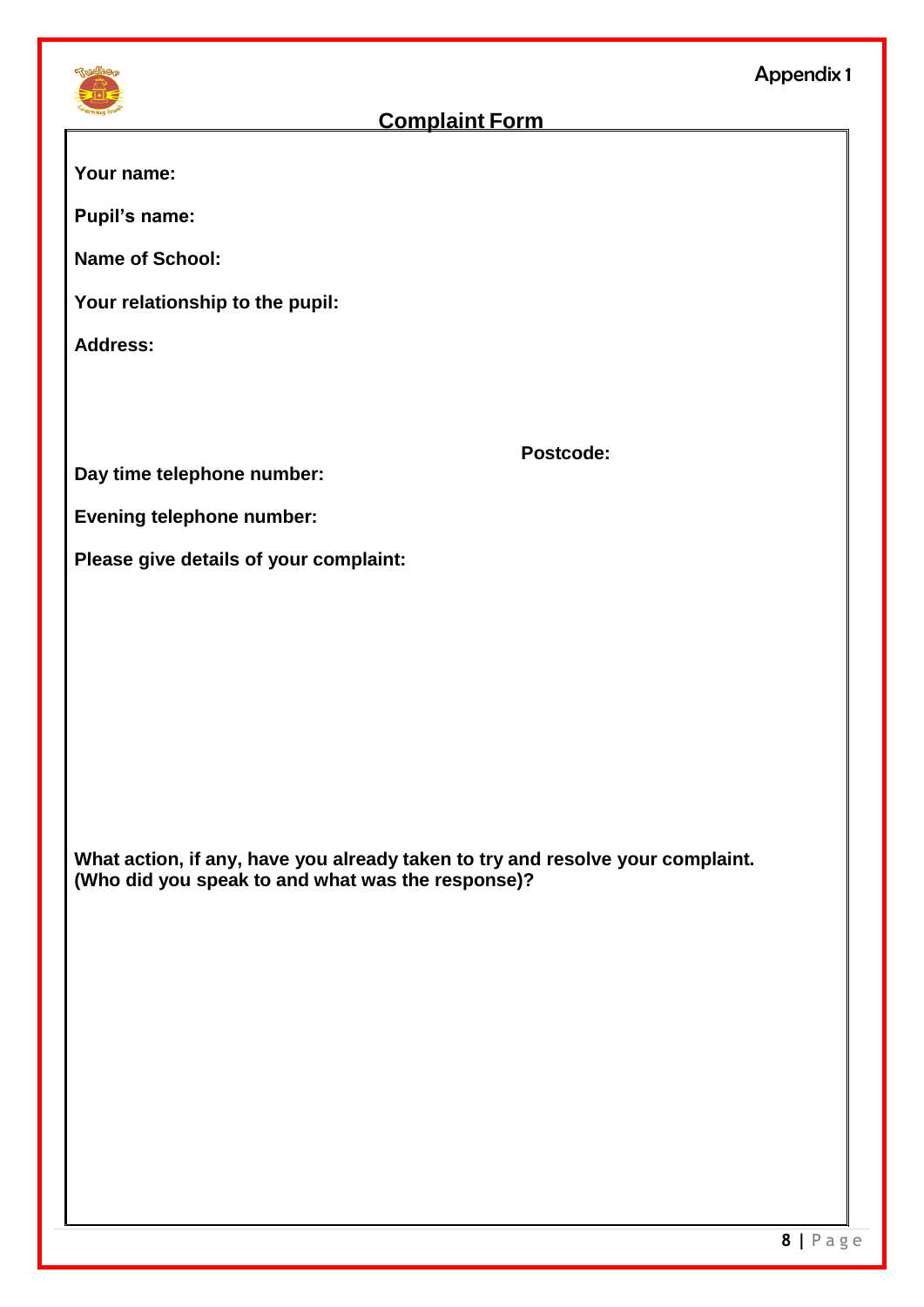Appendix 1

## Complaint Form

**Your name:**

**Pupil's name:**

**Name of School:**

**Your relationship to the pupil:**

**Address:**

**Postcode:**

**Day time telephone number:**

**Evening telephone number:**

**Please give details of your complaint:**

**What action, if any, have you already taken to try and resolve your complaint. (Who did you speak to and what was the response)?**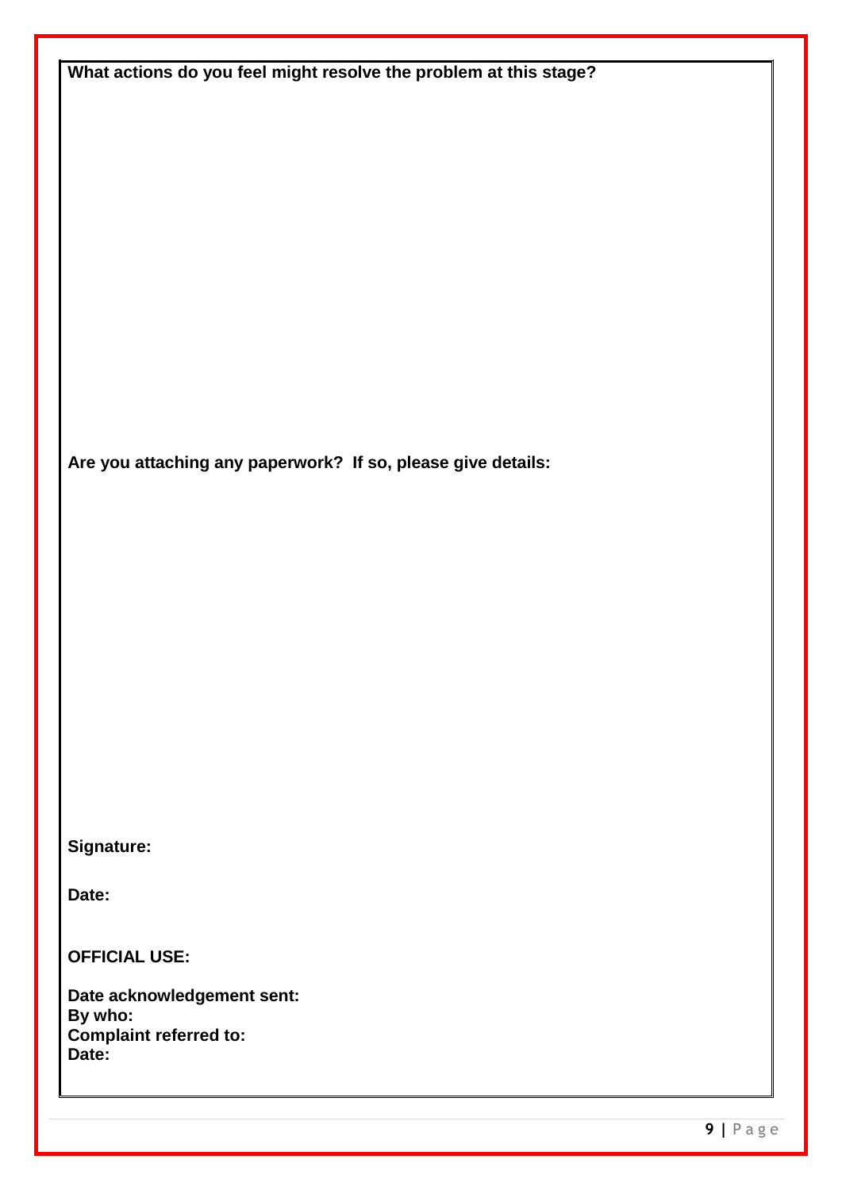**What actions do you feel might resolve the problem at this stage?**

**Are you attaching any paperwork? If so, please give details:**

**Signature:**

**Date:**

**OFFICIAL USE:**

**Date acknowledgement sent:**
**By who:**
**Complaint referred to:**
**Date:**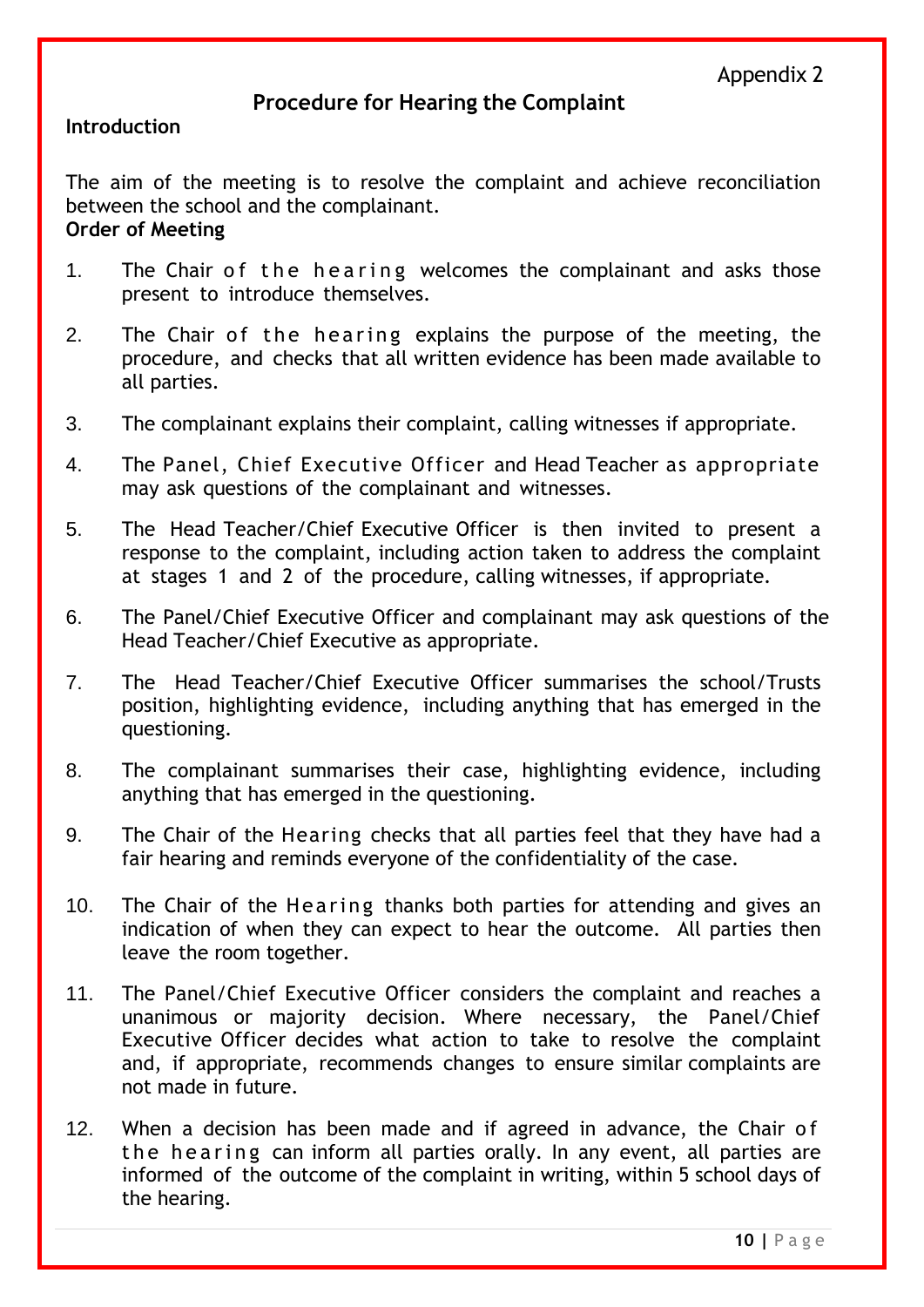Appendix 2

## Procedure for Hearing the Complaint

**Introduction**

The aim of the meeting is to resolve the complaint and achieve reconciliation between the school and the complainant.

**Order of Meeting**

1. The Chair of the hearing welcomes the complainant and asks those present to introduce themselves.

2. The Chair of the hearing explains the purpose of the meeting, the procedure, and checks that all written evidence has been made available to all parties.

3. The complainant explains their complaint, calling witnesses if appropriate.

4. The Panel, Chief Executive Officer and Head Teacher as appropriate may ask questions of the complainant and witnesses.

5. The Head Teacher/Chief Executive Officer is then invited to present a response to the complaint, including action taken to address the complaint at stages 1 and 2 of the procedure, calling witnesses, if appropriate.

6. The Panel/Chief Executive Officer and complainant may ask questions of the Head Teacher/Chief Executive as appropriate.

7. The Head Teacher/Chief Executive Officer summarises the school/Trusts position, highlighting evidence, including anything that has emerged in the questioning.

8. The complainant summarises their case, highlighting evidence, including anything that has emerged in the questioning.

9. The Chair of the Hearing checks that all parties feel that they have had a fair hearing and reminds everyone of the confidentiality of the case.

10. The Chair of the Hearing thanks both parties for attending and gives an indication of when they can expect to hear the outcome. All parties then leave the room together.

11. The Panel/Chief Executive Officer considers the complaint and reaches a unanimous or majority decision. Where necessary, the Panel/Chief Executive Officer decides what action to take to resolve the complaint and, if appropriate, recommends changes to ensure similar complaints are not made in future.

12. When a decision has been made and if agreed in advance, the Chair of the hearing can inform all parties orally. In any event, all parties are informed of the outcome of the complaint in writing, within 5 school days of the hearing.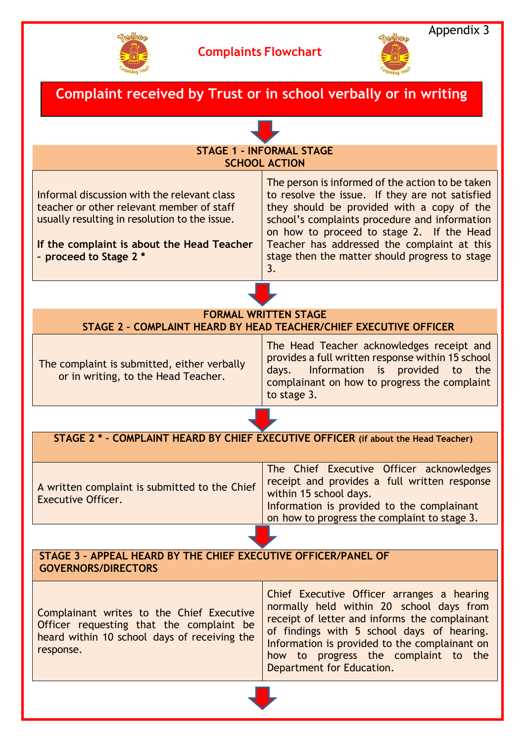Appendix 3

# Complaints Flowchart

**Complaint received by Trust or in school verbally or in writing**

| STAGE 1 - INFORMAL STAGE SCHOOL ACTION | |
|---|---|
| Informal discussion with the relevant class teacher or other relevant member of staff usually resulting in resolution to the issue. **If the complaint is about the Head Teacher – proceed to Stage 2 *** | The person is informed of the action to be taken to resolve the issue. If they are not satisfied they should be provided with a copy of the school's complaints procedure and information on how to proceed to stage 2. If the Head Teacher has addressed the complaint at this stage then the matter should progress to stage 3. |

| FORMAL WRITTEN STAGE STAGE 2 – COMPLAINT HEARD BY HEAD TEACHER/CHIEF EXECUTIVE OFFICER | |
|---|---|
| The complaint is submitted, either verbally or in writing, to the Head Teacher. | The Head Teacher acknowledges receipt and provides a full written response within 15 school days. Information is provided to the complainant on how to progress the complaint to stage 3. |

| STAGE 2 * – COMPLAINT HEARD BY CHIEF EXECUTIVE OFFICER (if about the Head Teacher) | |
|---|---|
| A written complaint is submitted to the Chief Executive Officer. | The Chief Executive Officer acknowledges receipt and provides a full written response within 15 school days. Information is provided to the complainant on how to progress the complaint to stage 3. |

| STAGE 3 – APPEAL HEARD BY THE CHIEF EXECUTIVE OFFICER/PANEL OF GOVERNORS/DIRECTORS | |
|---|---|
| Complainant writes to the Chief Executive Officer requesting that the complaint be heard within 10 school days of receiving the response. | Chief Executive Officer arranges a hearing normally held within 20 school days from receipt of letter and informs the complainant of findings with 5 school days of hearing. Information is provided to the complainant on how to progress the complaint to the Department for Education. |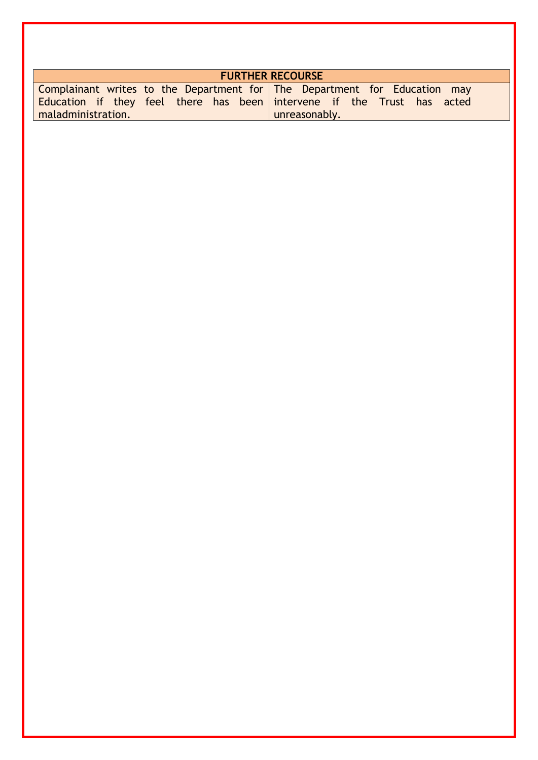| FURTHER RECOURSE | |
| --- | --- |
| Complainant writes to the Department for Education if they feel there has been maladministration. | The Department for Education may intervene if the Trust has acted unreasonably. |